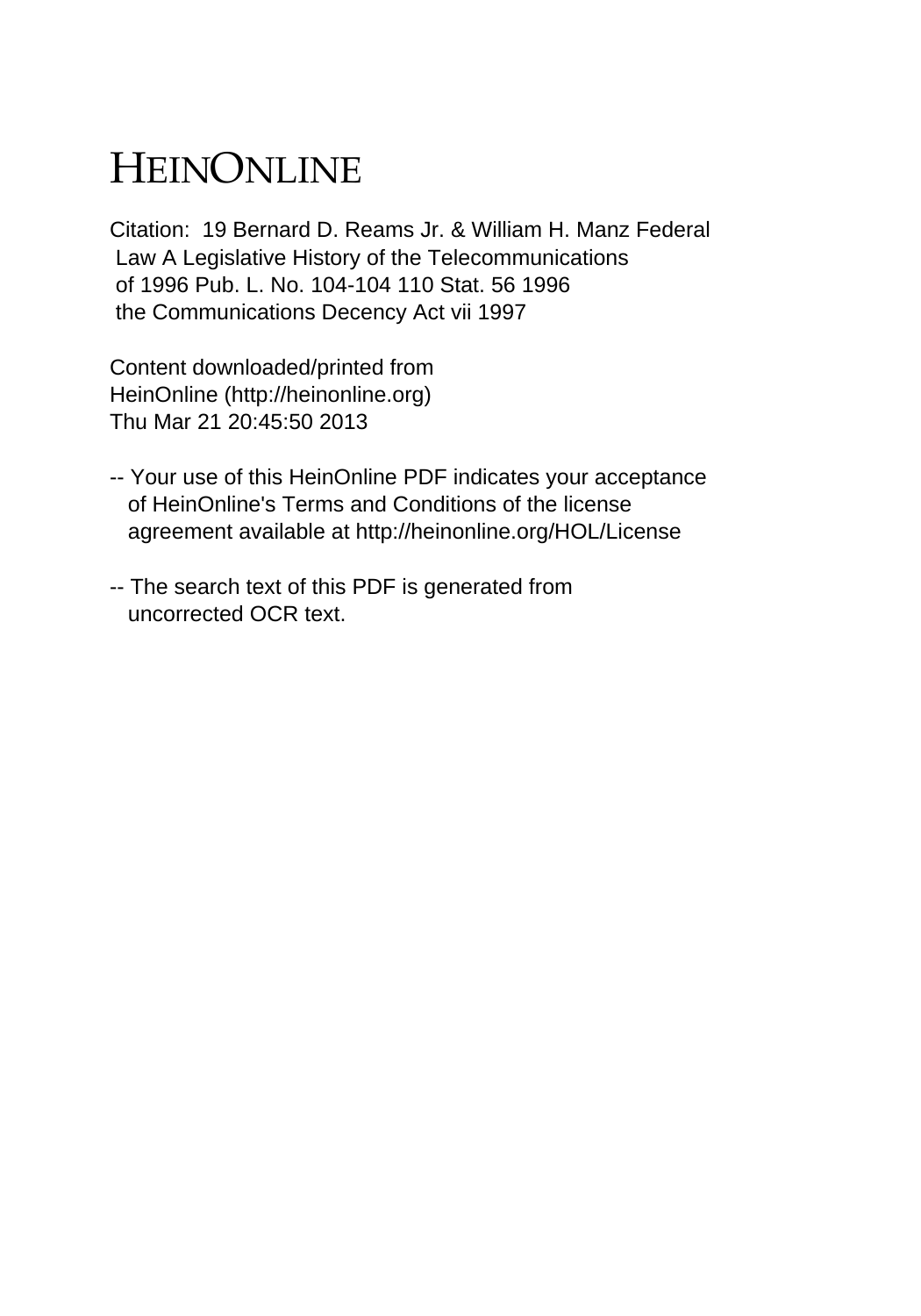# HEINONLINE

Citation: 19 Bernard D. Reams Jr. & William H. Manz Federal Law A Legislative History of the Telecommunications of 1996 Pub. L. No. 104-104 110 Stat. 56 1996 the Communications Decency Act vii 1997

Content downloaded/printed from
HeinOnline (http://heinonline.org)
Thu Mar 21 20:45:50 2013

-- Your use of this HeinOnline PDF indicates your acceptance of HeinOnline's Terms and Conditions of the license agreement available at http://heinonline.org/HOL/License

-- The search text of this PDF is generated from uncorrected OCR text.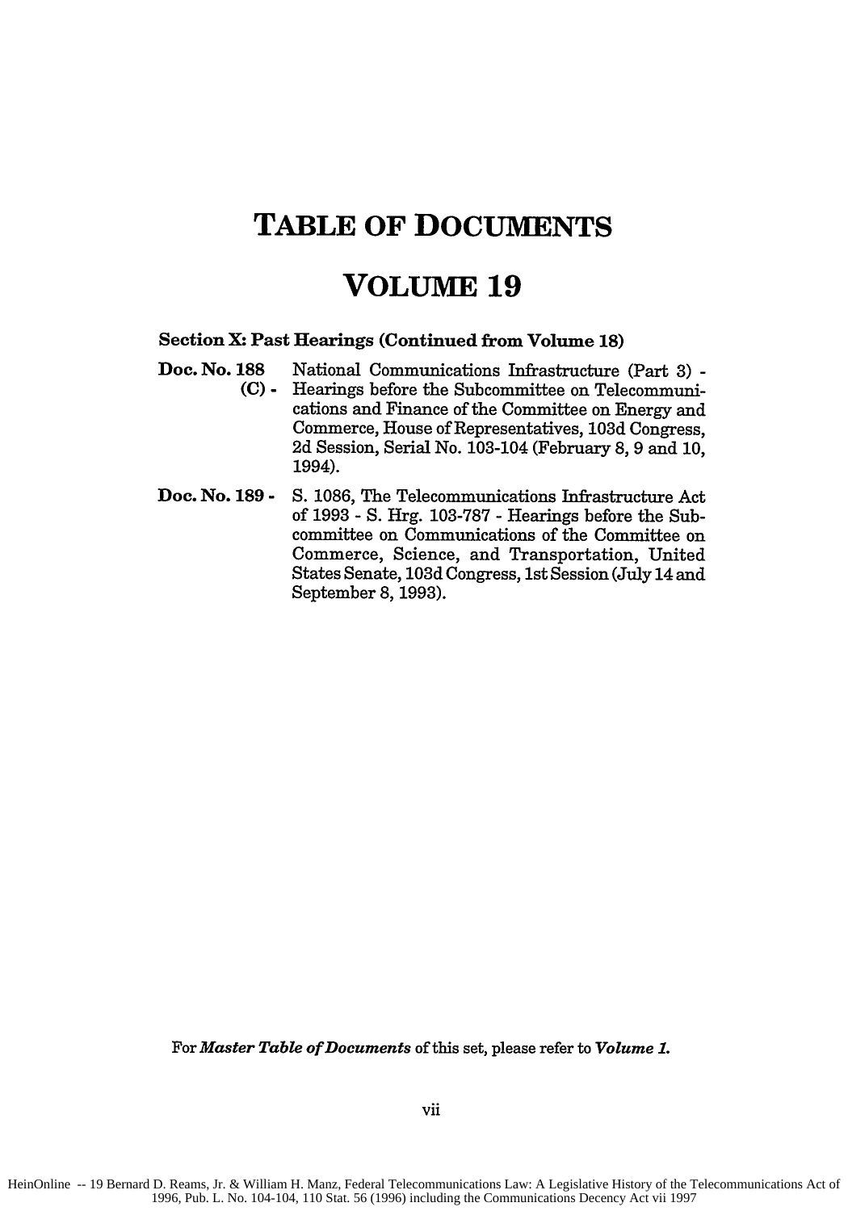# TABLE OF DOCUMENTS

# VOLUME 19

**Section X: Past Hearings (Continued from Volume 18)**

**Doc. No. 188 (C) -** National Communications Infrastructure (Part 3) - Hearings before the Subcommittee on Telecommunications and Finance of the Committee on Energy and Commerce, House of Representatives, 103d Congress, 2d Session, Serial No. 103-104 (February 8, 9 and 10, 1994).

**Doc. No. 189 -** S. 1086, The Telecommunications Infrastructure Act of 1993 - S. Hrg. 103-787 - Hearings before the Subcommittee on Communications of the Committee on Commerce, Science, and Transportation, United States Senate, 103d Congress, 1st Session (July 14 and September 8, 1993).

For ***Master Table of Documents*** of this set, please refer to ***Volume 1.***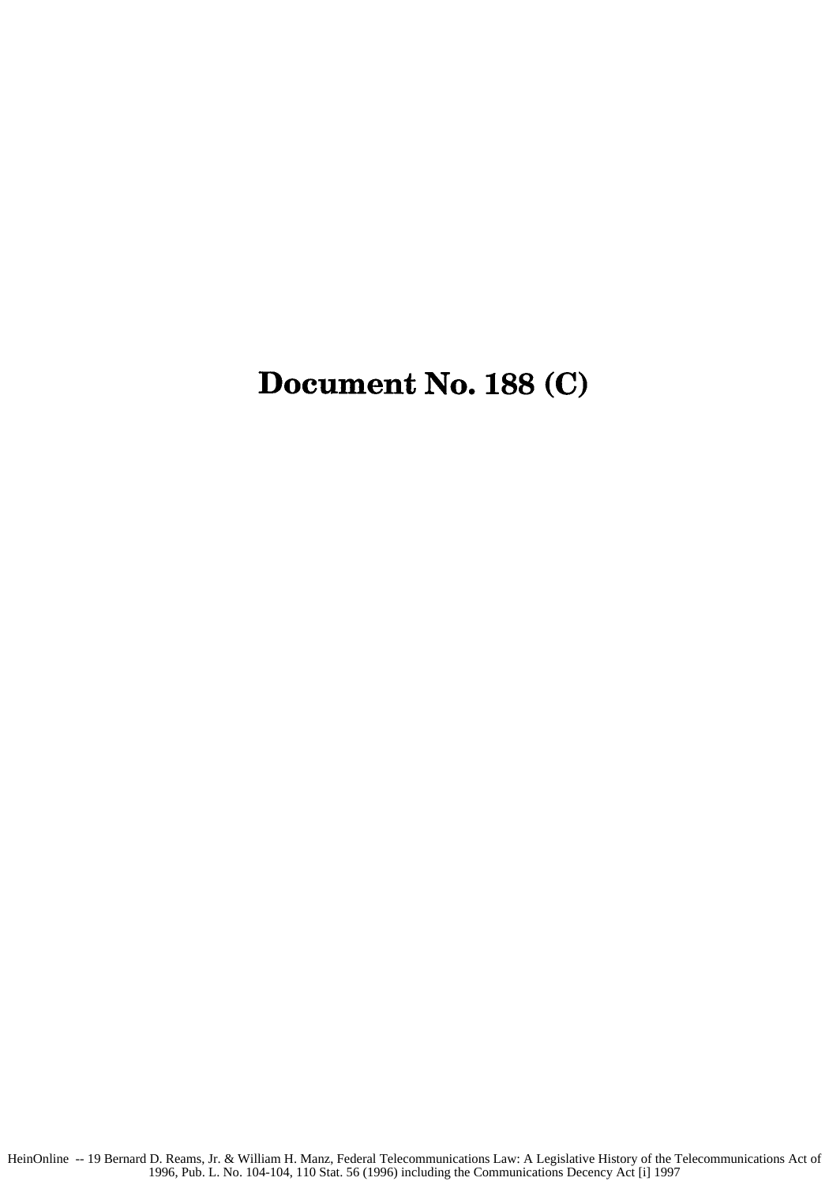# Document No. 188 (C)